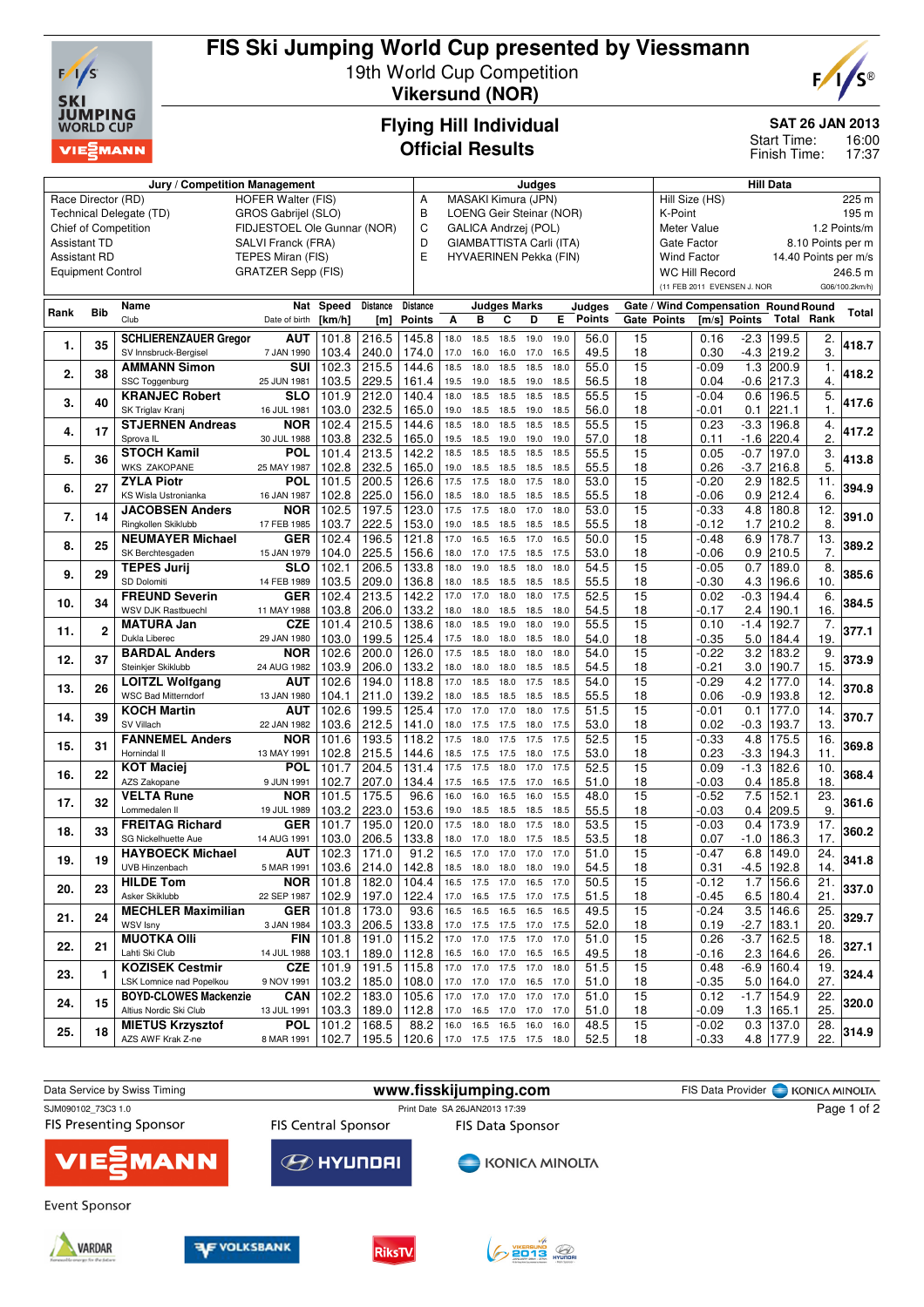# FIS Ski Jumping World Cup presented by Viessmann

19th World Cup Competition
**Vikersund (NOR)**

## Flying Hill Individual
## Official Results

**SAT 26 JAN 2013**
Start Time: 16:00
Finish Time: 17:37

| Jury / Competition Management | | Judges | | Hill Data | |
|---|---|---|---|---|---|
| Race Director (RD) | HOFER Walter (FIS) | A | MASAKI Kimura (JPN) | Hill Size (HS) | 225 m |
| Technical Delegate (TD) | GROS Gabrijel (SLO) | B | LOENG Geir Steinar (NOR) | K-Point | 195 m |
| Chief of Competition | FIDJESTOEL Ole Gunnar (NOR) | C | GALICA Andrzej (POL) | Meter Value | 1.2 Points/m |
| Assistant TD | SALVI Franck (FRA) | D | GIAMBATTISTA Carli (ITA) | Gate Factor | 8.10 Points per m |
| Assistant RD | TEPES Miran (FIS) | E | HYVAERINEN Pekka (FIN) | Wind Factor | 14.40 Points per m/s |
| Equipment Control | GRATZER Sepp (FIS) | | | WC Hill Record | 246.5 m |
| | | | | (11 FEB 2011 EVENSEN J. NOR | G06/100.2km/h) |

| Rank | Bib | Name / Club | Nat / Date of birth | Speed [km/h] | Distance [m] | Distance Points | A | B | C | D | E | Judges Points | Gate | Gate Points | Wind [m/s] | Wind Points | Round Total | Round Rank | Total |
|---|---|---|---|---|---|---|---|---|---|---|---|---|---|---|---|---|---|---|---|
| 1. | 35 | **SCHLIERENZAUER Gregor** | **AUT** | 101.8 | 216.5 | 145.8 | 18.0 | 18.5 | 18.5 | 19.0 | 19.0 | 56.0 | 15 | | 0.16 | -2.3 | 199.5 | 2. | **418.7** |
| | | SV Innsbruck-Bergisel | 7 JAN 1990 | 103.4 | 240.0 | 174.0 | 17.0 | 16.0 | 16.0 | 17.0 | 16.5 | 49.5 | 18 | | 0.30 | -4.3 | 219.2 | 3. | |
| 2. | 38 | **AMMANN Simon** | **SUI** | 102.3 | 215.5 | 144.6 | 18.5 | 18.0 | 18.5 | 18.5 | 18.0 | 55.0 | 15 | | -0.09 | 1.3 | 200.9 | 1. | **418.2** |
| | | SSC Toggenburg | 25 JUN 1981 | 103.5 | 229.5 | 161.4 | 19.5 | 19.0 | 18.5 | 19.0 | 18.5 | 56.5 | 18 | | 0.04 | -0.6 | 217.3 | 4. | |
| 3. | 40 | **KRANJEC Robert** | **SLO** | 101.9 | 212.0 | 140.4 | 18.0 | 18.5 | 18.5 | 18.5 | 18.5 | 55.5 | 15 | | -0.04 | 0.6 | 196.5 | 5. | **417.6** |
| | | SK Triglav Kranj | 16 JUL 1981 | 103.0 | 232.5 | 165.0 | 19.0 | 18.5 | 18.5 | 19.0 | 18.5 | 56.0 | 18 | | -0.01 | 0.1 | 221.1 | 1. | |
| 4. | 17 | **STJERNEN Andreas** | **NOR** | 102.4 | 215.5 | 144.6 | 18.5 | 18.0 | 18.5 | 18.5 | 18.5 | 55.5 | 15 | | 0.23 | -3.3 | 196.8 | 4. | **417.2** |
| | | Sprova IL | 30 JUL 1988 | 103.8 | 232.5 | 165.0 | 19.5 | 18.5 | 19.0 | 19.0 | 19.0 | 57.0 | 18 | | 0.11 | -1.6 | 220.4 | 2. | |
| 5. | 36 | **STOCH Kamil** | **POL** | 101.4 | 213.5 | 142.2 | 18.5 | 18.5 | 18.5 | 18.5 | 18.5 | 55.5 | 15 | | 0.05 | -0.7 | 197.0 | 3. | **413.8** |
| | | WKS ZAKOPANE | 25 MAY 1987 | 102.8 | 232.5 | 165.0 | 19.0 | 18.5 | 18.5 | 18.5 | 18.5 | 55.5 | 18 | | 0.26 | -3.7 | 216.8 | 5. | |
| 6. | 27 | **ZYLA Piotr** | **POL** | 101.5 | 200.5 | 126.6 | 17.5 | 17.5 | 18.0 | 17.5 | 18.0 | 53.0 | 15 | | -0.20 | 2.9 | 182.5 | 11. | **394.9** |
| | | KS Wisla Ustronianka | 16 JAN 1987 | 102.8 | 225.0 | 156.0 | 18.5 | 18.0 | 18.5 | 18.5 | 18.5 | 55.5 | 18 | | -0.06 | 0.9 | 212.4 | 6. | |
| 7. | 14 | **JACOBSEN Anders** | **NOR** | 102.5 | 197.5 | 123.0 | 17.5 | 17.5 | 18.0 | 17.0 | 18.0 | 53.0 | 15 | | -0.33 | 4.8 | 180.8 | 12. | **391.0** |
| | | Ringkollen Skiklubb | 17 FEB 1985 | 103.7 | 222.5 | 153.0 | 19.0 | 18.5 | 18.5 | 18.5 | 18.5 | 55.5 | 18 | | -0.12 | 1.7 | 210.2 | 8. | |
| 8. | 25 | **NEUMAYER Michael** | **GER** | 102.4 | 196.5 | 121.8 | 17.0 | 16.5 | 16.5 | 17.0 | 16.5 | 50.0 | 15 | | -0.48 | 6.9 | 178.7 | 13. | **389.2** |
| | | SK Berchtesgaden | 15 JAN 1979 | 104.0 | 225.5 | 156.6 | 18.0 | 17.0 | 17.5 | 18.5 | 17.5 | 53.0 | 18 | | -0.06 | 0.9 | 210.5 | 7. | |
| 9. | 29 | **TEPES Jurij** | **SLO** | 102.1 | 206.5 | 133.8 | 18.0 | 19.0 | 18.5 | 18.0 | 18.0 | 54.5 | 15 | | -0.05 | 0.7 | 189.0 | 8. | **385.6** |
| | | SD Dolomiti | 14 FEB 1989 | 103.5 | 209.0 | 136.8 | 18.0 | 18.5 | 18.5 | 18.5 | 18.5 | 55.5 | 18 | | -0.30 | 4.3 | 196.6 | 10. | |
| 10. | 34 | **FREUND Severin** | **GER** | 102.4 | 213.5 | 142.2 | 17.0 | 17.0 | 18.0 | 18.0 | 17.5 | 52.5 | 15 | | 0.02 | -0.3 | 194.4 | 6. | **384.5** |
| | | WSV DJK Rastbuechl | 11 MAY 1988 | 103.8 | 206.0 | 133.2 | 18.0 | 18.0 | 18.5 | 18.5 | 18.0 | 54.5 | 18 | | -0.17 | 2.4 | 190.1 | 16. | |
| 11. | 2 | **MATURA Jan** | **CZE** | 101.4 | 210.5 | 138.6 | 18.0 | 18.5 | 19.0 | 18.0 | 19.0 | 55.5 | 15 | | 0.10 | -1.4 | 192.7 | 7. | **377.1** |
| | | Dukla Liberec | 29 JAN 1980 | 103.0 | 199.5 | 125.4 | 17.5 | 18.0 | 18.0 | 18.5 | 18.0 | 54.0 | 18 | | -0.35 | 5.0 | 184.4 | 19. | |
| 12. | 37 | **BARDAL Anders** | **NOR** | 102.6 | 200.0 | 126.0 | 17.5 | 18.5 | 18.0 | 18.0 | 18.0 | 54.0 | 15 | | -0.22 | 3.2 | 183.2 | 9. | **373.9** |
| | | Steinkjer Skiklubb | 24 AUG 1982 | 103.9 | 206.0 | 133.2 | 18.0 | 18.0 | 18.0 | 18.5 | 18.5 | 54.5 | 18 | | -0.21 | 3.0 | 190.7 | 15. | |
| 13. | 26 | **LOITZL Wolfgang** | **AUT** | 102.6 | 194.0 | 118.8 | 17.0 | 18.5 | 18.0 | 17.5 | 18.5 | 54.0 | 15 | | -0.29 | 4.2 | 177.0 | 14. | **370.8** |
| | | WSC Bad Mitterndorf | 13 JAN 1980 | 104.1 | 211.0 | 139.2 | 18.0 | 18.5 | 18.5 | 18.5 | 18.5 | 55.5 | 18 | | 0.06 | -0.9 | 193.8 | 12. | |
| 14. | 39 | **KOCH Martin** | **AUT** | 102.6 | 199.5 | 125.4 | 17.0 | 17.0 | 17.0 | 18.0 | 17.5 | 51.5 | 15 | | -0.01 | 0.1 | 177.0 | 14. | **370.7** |
| | | SV Villach | 22 JAN 1982 | 103.6 | 212.5 | 141.0 | 18.0 | 17.5 | 17.5 | 18.0 | 17.5 | 53.0 | 18 | | 0.02 | -0.3 | 193.7 | 13. | |
| 15. | 31 | **FANNEMEL Anders** | **NOR** | 101.6 | 193.5 | 118.2 | 17.5 | 18.0 | 17.5 | 17.5 | 17.5 | 52.5 | 15 | | -0.33 | 4.8 | 175.5 | 16. | **369.8** |
| | | Hornindal Il | 13 MAY 1991 | 102.8 | 215.5 | 144.6 | 18.5 | 17.5 | 17.5 | 18.0 | 17.5 | 53.0 | 18 | | 0.23 | -3.3 | 194.3 | 11. | |
| 16. | 22 | **KOT Maciej** | **POL** | 101.7 | 204.5 | 131.4 | 17.5 | 17.5 | 18.0 | 17.0 | 17.5 | 52.5 | 15 | | 0.09 | -1.3 | 182.6 | 10. | **368.4** |
| | | AZS Zakopane | 9 JUN 1991 | 102.7 | 207.0 | 134.4 | 17.5 | 16.5 | 17.5 | 17.0 | 16.5 | 51.0 | 18 | | -0.03 | 0.4 | 185.8 | 18. | |
| 17. | 32 | **VELTA Rune** | **NOR** | 101.5 | 175.5 | 96.6 | 16.0 | 16.0 | 16.5 | 16.0 | 15.5 | 48.0 | 15 | | -0.52 | 7.5 | 152.1 | 23. | **361.6** |
| | | Lommedalen Il | 19 JUL 1989 | 103.2 | 223.0 | 153.6 | 19.0 | 18.5 | 18.5 | 18.5 | 18.5 | 55.5 | 18 | | -0.03 | 0.4 | 209.5 | 9. | |
| 18. | 33 | **FREITAG Richard** | **GER** | 101.7 | 195.0 | 120.0 | 17.5 | 18.0 | 18.0 | 17.5 | 18.0 | 53.5 | 15 | | -0.03 | 0.4 | 173.9 | 17. | **360.2** |
| | | SG Nickelhuette Aue | 14 AUG 1991 | 103.0 | 206.5 | 133.8 | 18.0 | 17.0 | 18.0 | 17.5 | 18.0 | 53.5 | 18 | | 0.07 | -1.0 | 186.3 | 17. | |
| 19. | 19 | **HAYBOECK Michael** | **AUT** | 102.3 | 171.0 | 91.2 | 16.5 | 17.0 | 17.0 | 17.0 | 17.0 | 51.0 | 15 | | -0.47 | 6.8 | 149.0 | 24. | **341.8** |
| | | UVB Hinzenbach | 5 MAR 1991 | 103.6 | 214.0 | 142.8 | 18.5 | 18.0 | 18.0 | 18.0 | 19.0 | 54.5 | 18 | | 0.31 | -4.5 | 192.8 | 14. | |
| 20. | 23 | **HILDE Tom** | **NOR** | 101.8 | 182.0 | 104.4 | 16.5 | 17.5 | 17.0 | 16.5 | 17.0 | 50.5 | 15 | | -0.12 | 1.7 | 156.6 | 21. | **337.0** |
| | | Asker Skiklubb | 22 SEP 1987 | 102.9 | 197.0 | 122.4 | 17.0 | 16.5 | 17.5 | 17.0 | 17.5 | 51.5 | 18 | | -0.45 | 6.5 | 180.4 | 21. | |
| 21. | 24 | **MECHLER Maximilian** | **GER** | 101.8 | 173.0 | 93.6 | 16.5 | 16.5 | 16.5 | 16.5 | 16.5 | 49.5 | 15 | | -0.24 | 3.5 | 146.6 | 25. | **329.7** |
| | | WSV Isny | 3 JAN 1984 | 103.3 | 206.5 | 133.8 | 17.0 | 17.5 | 17.5 | 17.0 | 17.5 | 52.0 | 18 | | 0.19 | -2.7 | 183.1 | 20. | |
| 22. | 21 | **MUOTKA Olli** | **FIN** | 101.8 | 191.0 | 115.2 | 17.0 | 17.0 | 17.5 | 17.0 | 17.0 | 51.0 | 15 | | 0.26 | -3.7 | 162.5 | 18. | **327.1** |
| | | Lahti Ski Club | 14 JUL 1988 | 103.1 | 189.0 | 112.8 | 16.5 | 16.0 | 17.0 | 16.5 | 16.5 | 49.5 | 18 | | -0.16 | 2.3 | 164.6 | 26. | |
| 23. | 1 | **KOZISEK Cestmir** | **CZE** | 101.9 | 191.5 | 115.8 | 17.0 | 17.0 | 17.5 | 17.0 | 18.0 | 51.5 | 15 | | 0.48 | -6.9 | 160.4 | 19. | **324.4** |
| | | LSK Lomnice nad Popelkou | 9 NOV 1991 | 103.2 | 185.0 | 108.0 | 17.0 | 17.0 | 17.0 | 16.5 | 17.0 | 51.0 | 18 | | -0.35 | 5.0 | 164.0 | 27. | |
| 24. | 15 | **BOYD-CLOWES Mackenzie** | **CAN** | 102.2 | 183.0 | 105.6 | 17.0 | 17.0 | 17.0 | 17.0 | 17.0 | 51.0 | 15 | | 0.12 | -1.7 | 154.9 | 22. | **320.0** |
| | | Altius Nordic Ski Club | 13 JUL 1991 | 103.3 | 189.0 | 112.8 | 17.0 | 16.5 | 17.0 | 17.0 | 17.0 | 51.0 | 18 | | -0.09 | 1.3 | 165.1 | 25. | |
| 25. | 18 | **MIETUS Krzysztof** | **POL** | 101.2 | 168.5 | 88.2 | 16.0 | 16.5 | 16.5 | 16.0 | 16.0 | 48.5 | 15 | | -0.02 | 0.3 | 137.0 | 28. | **314.9** |
| | | AZS AWF Krak Z-ne | 8 MAR 1991 | 102.7 | 195.5 | 120.6 | 17.0 | 17.5 | 17.5 | 17.5 | 18.0 | 52.5 | 18 | | -0.33 | 4.8 | 177.9 | 22. | |

Data Service by Swiss Timing | www.fisskijumping.com | FIS Data Provider KONICA MINOLTA

SJM090102_73C3 1.0 | Print Date SA 26JAN2013 17:39

FIS Presenting Sponsor: VIESSMANN | FIS Central Sponsor: HYUNDAI | FIS Data Sponsor: KONICA MINOLTA

Event Sponsor: VARDAR, VOLKSBANK, RiksTV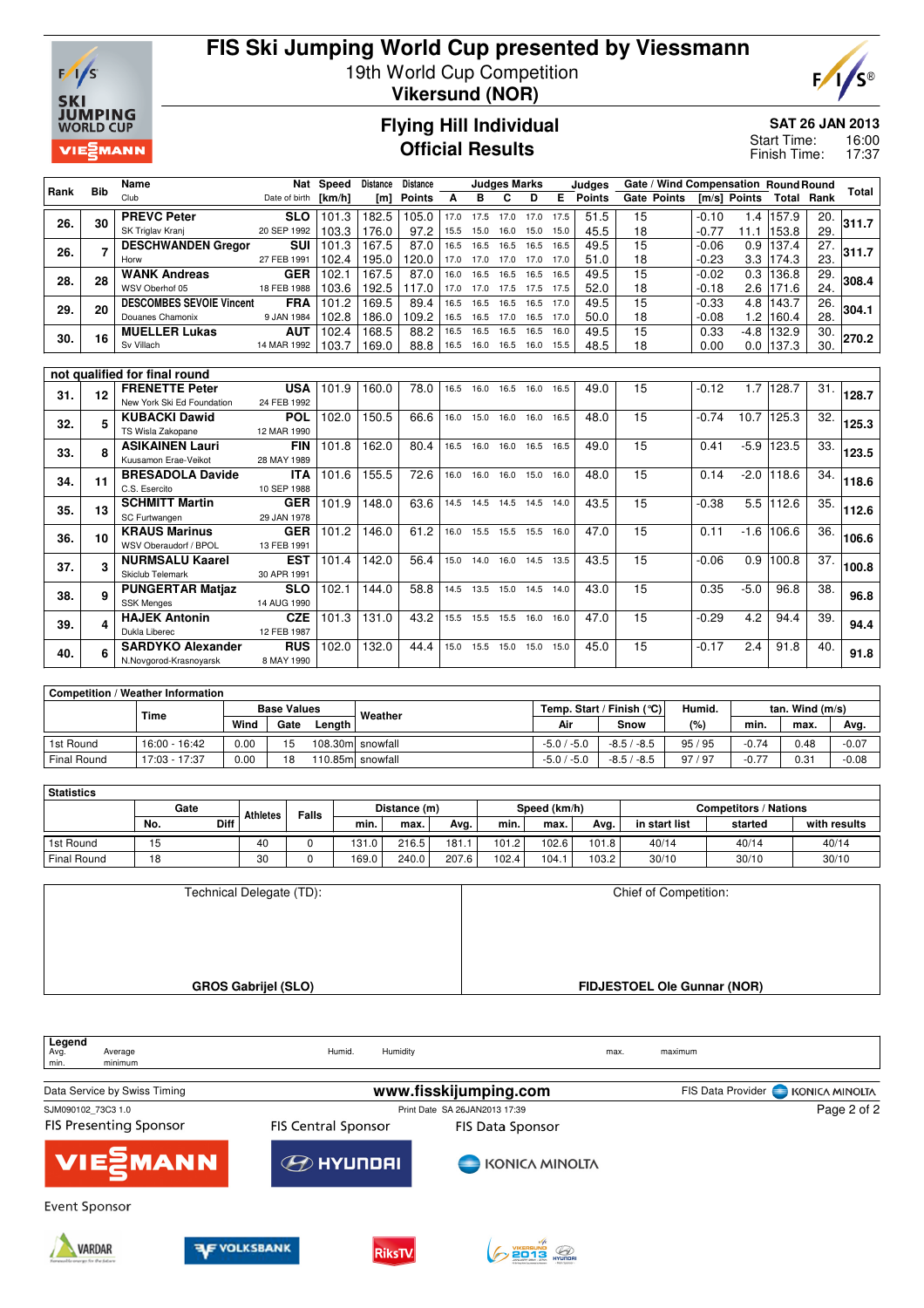# FIS Ski Jumping World Cup presented by Viessmann

19th World Cup Competition
**Vikersund (NOR)**

## Flying Hill Individual
## Official Results

**SAT 26 JAN 2013**
Start Time: 16:00
Finish Time: 17:37

| Rank | Bib | Name / Club | Nat / Date of birth | Speed [km/h] | Distance [m] | Distance Points | A | B | C | D | E | Judges Points | Gate | Gate Points | Wind [m/s] | Wind Points | Round Total | Round Rank | Total |
|---|---|---|---|---|---|---|---|---|---|---|---|---|---|---|---|---|---|---|---|
| 26. | 30 | **PREVC Peter** SK Triglav Kranj | SLO 20 SEP 1992 | 101.3 / 103.3 | 182.5 / 176.0 | 105.0 / 97.2 | 17.0 / 15.5 | 17.5 / 15.0 | 17.0 / 16.0 | 17.0 / 15.0 | 17.5 / 15.0 | 51.5 / 45.5 | 15 / 18 | | -0.10 / -0.77 | 1.4 / 11.1 | 157.9 / 153.8 | 20. / 29. | 311.7 |
| 26. | 7 | **DESCHWANDEN Gregor** Horw | SUI 27 FEB 1991 | 101.3 / 102.4 | 167.5 / 195.0 | 87.0 / 120.0 | 16.5 / 17.0 | 16.5 / 17.0 | 16.5 / 17.0 | 16.5 / 17.0 | 16.5 / 17.0 | 49.5 / 51.0 | 15 / 18 | | -0.06 / -0.23 | 0.9 / 3.3 | 137.4 / 174.3 | 27. / 23. | 311.7 |
| 28. | 28 | **WANK Andreas** WSV Oberhof 05 | GER 18 FEB 1988 | 102.1 / 103.6 | 167.5 / 192.5 | 87.0 / 117.0 | 16.0 / 17.0 | 16.5 / 17.0 | 16.5 / 17.5 | 16.5 / 17.5 | 16.5 / 17.5 | 49.5 / 52.0 | 15 / 18 | | -0.02 / -0.18 | 0.3 / 2.6 | 136.8 / 171.6 | 29. / 24. | 308.4 |
| 29. | 20 | **DESCOMBES SEVOIE Vincent** Douanes Chamonix | FRA 9 JAN 1984 | 101.2 / 102.8 | 169.5 / 186.0 | 89.4 / 109.2 | 16.5 / 16.5 | 16.5 / 16.5 | 16.5 / 17.0 | 16.5 / 16.5 | 17.0 / 17.0 | 49.5 / 50.0 | 15 / 18 | | -0.33 / -0.08 | 4.8 / 1.2 | 143.7 / 160.4 | 26. / 28. | 304.1 |
| 30. | 16 | **MUELLER Lukas** Sv Villach | AUT 14 MAR 1992 | 102.4 / 103.7 | 168.5 / 169.0 | 88.2 / 88.8 | 16.5 / 16.5 | 16.5 / 16.0 | 16.5 / 16.5 | 16.5 / 16.0 | 16.0 / 15.5 | 49.5 / 48.5 | 15 / 18 | | 0.33 / 0.00 | -4.8 / 0.0 | 132.9 / 137.3 | 30. / 30. | 270.2 |

**not qualified for final round**

| Rank | Bib | Name / Club | Nat / Date of birth | Speed [km/h] | Distance [m] | Distance Points | A | B | C | D | E | Judges Points | Gate | Gate Points | Wind [m/s] | Wind Points | Round Total | Round Rank | Total |
|---|---|---|---|---|---|---|---|---|---|---|---|---|---|---|---|---|---|---|---|
| 31. | 12 | **FRENETTE Peter** New York Ski Ed Foundation | USA 24 FEB 1992 | 101.9 | 160.0 | 78.0 | 16.5 | 16.0 | 16.5 | 16.0 | 16.5 | 49.0 | 15 | | -0.12 | 1.7 | 128.7 | 31. | 128.7 |
| 32. | 5 | **KUBACKI Dawid** TS Wisla Zakopane | POL 12 MAR 1990 | 102.0 | 150.5 | 66.6 | 16.0 | 15.0 | 16.0 | 16.0 | 16.5 | 48.0 | 15 | | -0.74 | 10.7 | 125.3 | 32. | 125.3 |
| 33. | 8 | **ASIKAINEN Lauri** Kuusamon Erae-Veikot | FIN 28 MAY 1989 | 101.8 | 162.0 | 80.4 | 16.5 | 16.0 | 16.0 | 16.5 | 16.5 | 49.0 | 15 | | 0.41 | -5.9 | 123.5 | 33. | 123.5 |
| 34. | 11 | **BRESADOLA Davide** C.S. Esercito | ITA 10 SEP 1988 | 101.6 | 155.5 | 72.6 | 16.0 | 16.0 | 16.0 | 15.0 | 16.0 | 48.0 | 15 | | 0.14 | -2.0 | 118.6 | 34. | 118.6 |
| 35. | 13 | **SCHMITT Martin** SC Furtwangen | GER 29 JAN 1978 | 101.9 | 148.0 | 63.6 | 14.5 | 14.5 | 14.5 | 14.5 | 14.0 | 43.5 | 15 | | -0.38 | 5.5 | 112.6 | 35. | 112.6 |
| 36. | 10 | **KRAUS Marinus** WSV Oberaudorf / BPOL | GER 13 FEB 1991 | 101.2 | 146.0 | 61.2 | 16.0 | 15.5 | 15.5 | 15.5 | 16.0 | 47.0 | 15 | | 0.11 | -1.6 | 106.6 | 36. | 106.6 |
| 37. | 3 | **NURMSALU Kaarel** Skiclub Telemark | EST 30 APR 1991 | 101.4 | 142.0 | 56.4 | 15.0 | 14.0 | 16.0 | 14.5 | 13.5 | 43.5 | 15 | | -0.06 | 0.9 | 100.8 | 37. | 100.8 |
| 38. | 9 | **PUNGERTAR Matjaz** SSK Menges | SLO 14 AUG 1990 | 102.1 | 144.0 | 58.8 | 14.5 | 13.5 | 15.0 | 14.5 | 14.0 | 43.0 | 15 | | 0.35 | -5.0 | 96.8 | 38. | 96.8 |
| 39. | 4 | **HAJEK Antonin** Dukla Liberec | CZE 12 FEB 1987 | 101.3 | 131.0 | 43.2 | 15.5 | 15.5 | 15.5 | 16.0 | 16.0 | 47.0 | 15 | | -0.29 | 4.2 | 94.4 | 39. | 94.4 |
| 40. | 6 | **SARDYKO Alexander** N.Novgorod-Krasnoyarsk | RUS 8 MAY 1990 | 102.0 | 132.0 | 44.4 | 15.0 | 15.5 | 15.0 | 15.0 | 15.0 | 45.0 | 15 | | -0.17 | 2.4 | 91.8 | 40. | 91.8 |

### Competition / Weather Information

| | Time | Base Values Wind | Base Values Gate | Base Values Length | Weather | Temp. Start / Finish (°C) Air | Temp. Start / Finish (°C) Snow | Humid. (%) | tan. Wind (m/s) min. | tan. Wind (m/s) max. | tan. Wind (m/s) Avg. |
|---|---|---|---|---|---|---|---|---|---|---|---|
| 1st Round | 16:00 - 16:42 | 0.00 | 15 | 108.30m | snowfall | -5.0 / -5.0 | -8.5 / -8.5 | 95 / 95 | -0.74 | 0.48 | -0.07 |
| Final Round | 17:03 - 17:37 | 0.00 | 18 | 110.85m | snowfall | -5.0 / -5.0 | -8.5 / -8.5 | 97 / 97 | -0.77 | 0.31 | -0.08 |

### Statistics

| | Gate No. | Gate Diff | Athletes | Falls | Distance (m) min. | Distance (m) max. | Distance (m) Avg. | Speed (km/h) min. | Speed (km/h) max. | Speed (km/h) Avg. | Competitors / Nations in start list | Competitors / Nations started | Competitors / Nations with results |
|---|---|---|---|---|---|---|---|---|---|---|---|---|---|
| 1st Round | 15 | | 40 | 0 | 131.0 | 216.5 | 181.1 | 101.2 | 102.6 | 101.8 | 40/14 | 40/14 | 40/14 |
| Final Round | 18 | | 30 | 0 | 169.0 | 240.0 | 207.6 | 102.4 | 104.1 | 103.2 | 30/10 | 30/10 | 30/10 |

| Technical Delegate (TD): | Chief of Competition: |
|---|---|
| GROS Gabrijel (SLO) | FIDJESTOEL Ole Gunnar (NOR) |

**Legend**
Avg. Average
min. minimum
Humid. Humidity
max. maximum

Data Service by Swiss Timing — www.fisskijumping.com — FIS Data Provider KONICA MINOLTA

SJM090102_73C3 1.0 — Print Date SA 26JAN2013 17:39

FIS Presenting Sponsor: VIESSMANN — FIS Central Sponsor: HYUNDAI — FIS Data Sponsor: KONICA MINOLTA

Event Sponsor: VARDAR, VOLKSBANK, RiksTV, VIKERSUND 2013, HYUNDAI